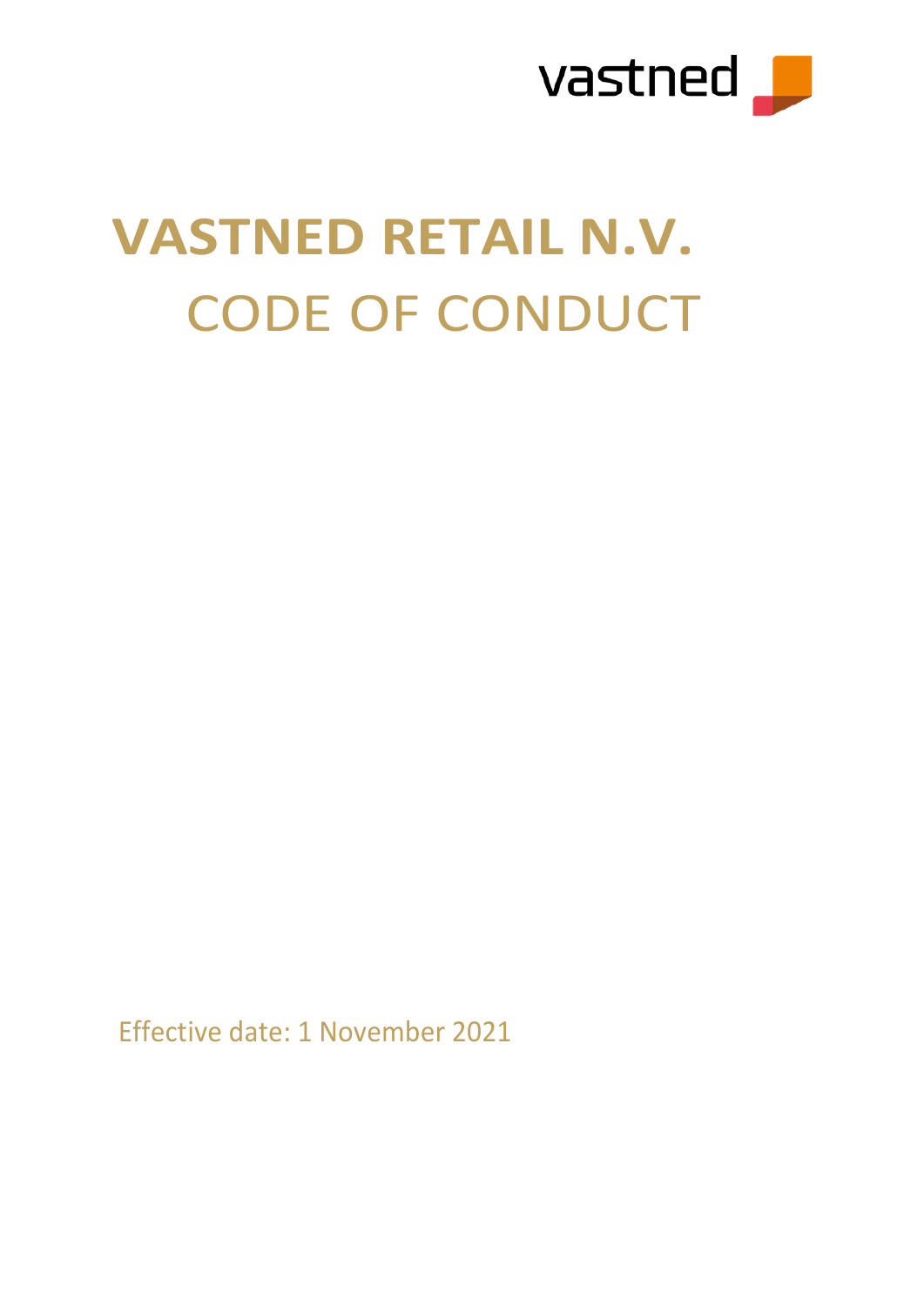vastned

# VASTNED RETAIL N.V.

# CODE OF CONDUCT

Effective date: 1 November 2021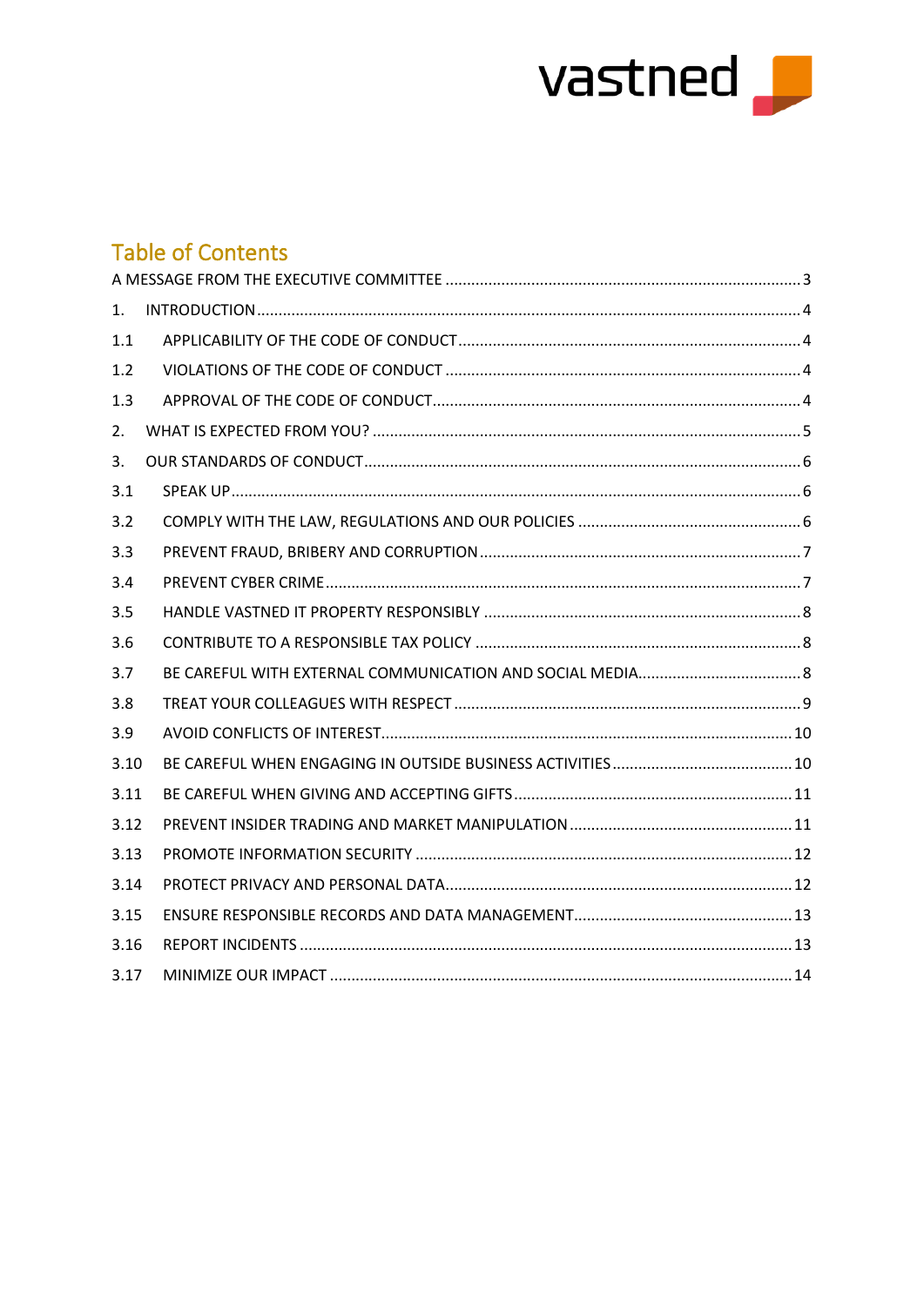## Table of Contents

A MESSAGE FROM THE EXECUTIVE COMMITTEE ..... 3

1. INTRODUCTION ..... 4

1.1 APPLICABILITY OF THE CODE OF CONDUCT ..... 4

1.2 VIOLATIONS OF THE CODE OF CONDUCT ..... 4

1.3 APPROVAL OF THE CODE OF CONDUCT ..... 4

2. WHAT IS EXPECTED FROM YOU? ..... 5

3. OUR STANDARDS OF CONDUCT ..... 6

3.1 SPEAK UP ..... 6

3.2 COMPLY WITH THE LAW, REGULATIONS AND OUR POLICIES ..... 6

3.3 PREVENT FRAUD, BRIBERY AND CORRUPTION ..... 7

3.4 PREVENT CYBER CRIME ..... 7

3.5 HANDLE VASTNED IT PROPERTY RESPONSIBLY ..... 8

3.6 CONTRIBUTE TO A RESPONSIBLE TAX POLICY ..... 8

3.7 BE CAREFUL WITH EXTERNAL COMMUNICATION AND SOCIAL MEDIA ..... 8

3.8 TREAT YOUR COLLEAGUES WITH RESPECT ..... 9

3.9 AVOID CONFLICTS OF INTEREST ..... 10

3.10 BE CAREFUL WHEN ENGAGING IN OUTSIDE BUSINESS ACTIVITIES ..... 10

3.11 BE CAREFUL WHEN GIVING AND ACCEPTING GIFTS ..... 11

3.12 PREVENT INSIDER TRADING AND MARKET MANIPULATION ..... 11

3.13 PROMOTE INFORMATION SECURITY ..... 12

3.14 PROTECT PRIVACY AND PERSONAL DATA ..... 12

3.15 ENSURE RESPONSIBLE RECORDS AND DATA MANAGEMENT ..... 13

3.16 REPORT INCIDENTS ..... 13

3.17 MINIMIZE OUR IMPACT ..... 14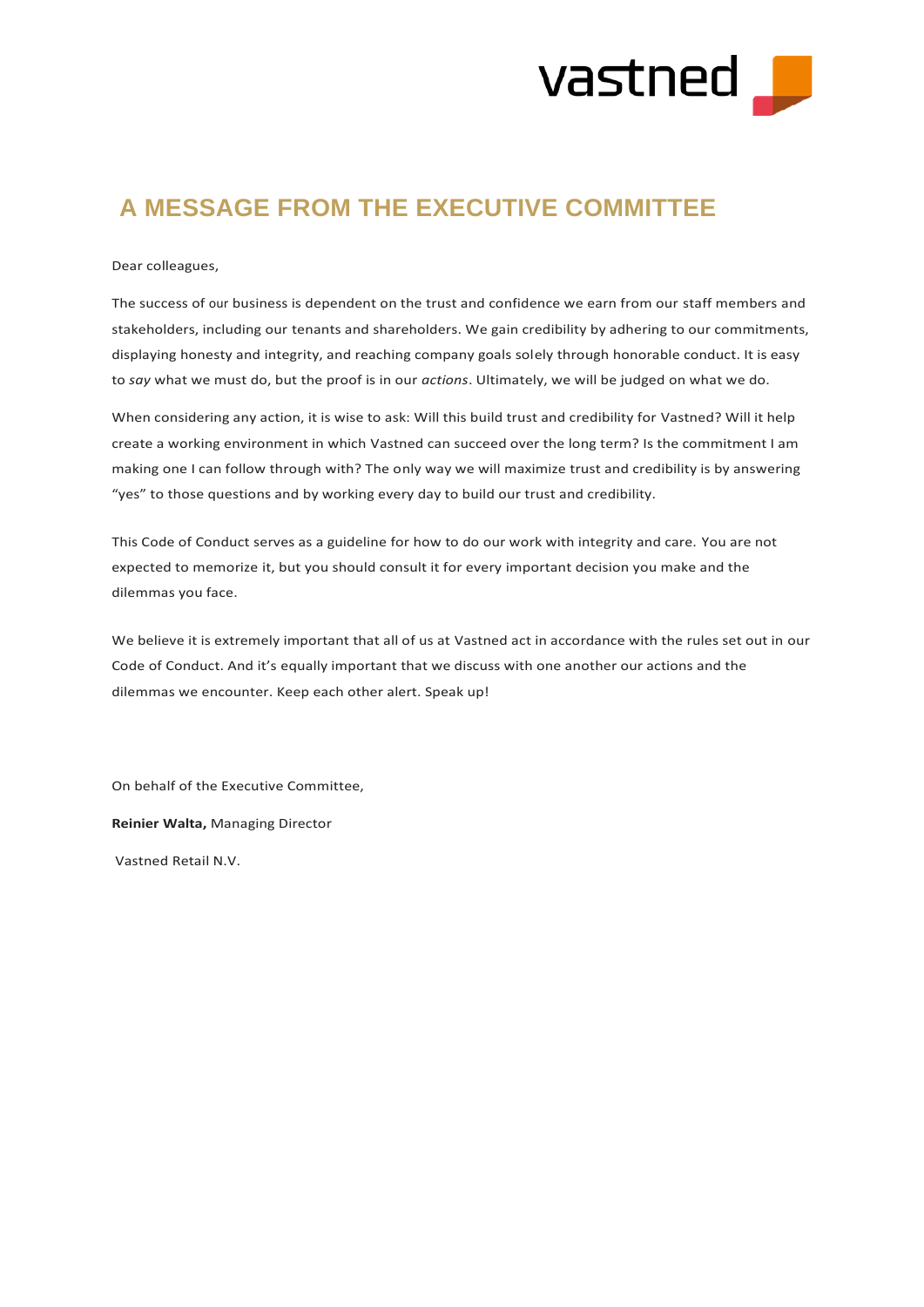# A MESSAGE FROM THE EXECUTIVE COMMITTEE

Dear colleagues,

The success of our business is dependent on the trust and confidence we earn from our staff members and stakeholders, including our tenants and shareholders. We gain credibility by adhering to our commitments, displaying honesty and integrity, and reaching company goals solely through honorable conduct. It is easy to *say* what we must do, but the proof is in our *actions*. Ultimately, we will be judged on what we do.

When considering any action, it is wise to ask: Will this build trust and credibility for Vastned? Will it help create a working environment in which Vastned can succeed over the long term? Is the commitment I am making one I can follow through with? The only way we will maximize trust and credibility is by answering "yes" to those questions and by working every day to build our trust and credibility.

This Code of Conduct serves as a guideline for how to do our work with integrity and care. You are not expected to memorize it, but you should consult it for every important decision you make and the dilemmas you face.

We believe it is extremely important that all of us at Vastned act in accordance with the rules set out in our Code of Conduct. And it's equally important that we discuss with one another our actions and the dilemmas we encounter. Keep each other alert. Speak up!

On behalf of the Executive Committee,

**Reinier Walta,** Managing Director

Vastned Retail N.V.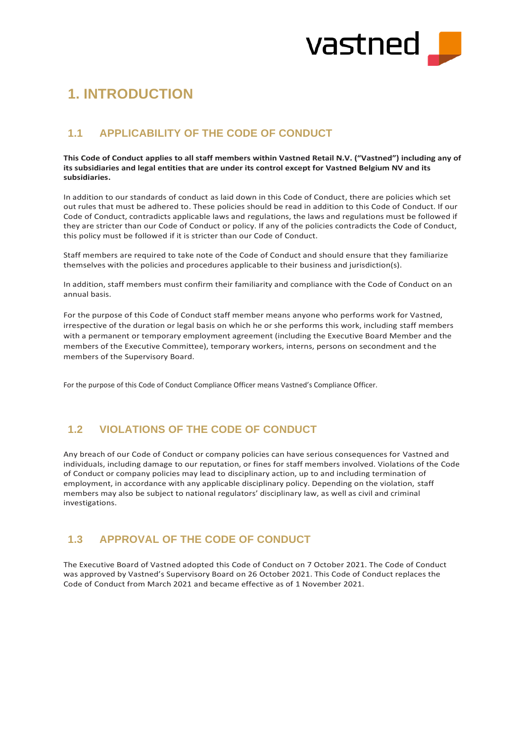# 1. INTRODUCTION

## 1.1 APPLICABILITY OF THE CODE OF CONDUCT

**This Code of Conduct applies to all staff members within Vastned Retail N.V. ("Vastned") including any of its subsidiaries and legal entities that are under its control except for Vastned Belgium NV and its subsidiaries.**

In addition to our standards of conduct as laid down in this Code of Conduct, there are policies which set out rules that must be adhered to. These policies should be read in addition to this Code of Conduct. If our Code of Conduct, contradicts applicable laws and regulations, the laws and regulations must be followed if they are stricter than our Code of Conduct or policy. If any of the policies contradicts the Code of Conduct, this policy must be followed if it is stricter than our Code of Conduct.

Staff members are required to take note of the Code of Conduct and should ensure that they familiarize themselves with the policies and procedures applicable to their business and jurisdiction(s).

In addition, staff members must confirm their familiarity and compliance with the Code of Conduct on an annual basis.

For the purpose of this Code of Conduct staff member means anyone who performs work for Vastned, irrespective of the duration or legal basis on which he or she performs this work, including staff members with a permanent or temporary employment agreement (including the Executive Board Member and the members of the Executive Committee), temporary workers, interns, persons on secondment and the members of the Supervisory Board.

For the purpose of this Code of Conduct Compliance Officer means Vastned's Compliance Officer.

## 1.2 VIOLATIONS OF THE CODE OF CONDUCT

Any breach of our Code of Conduct or company policies can have serious consequences for Vastned and individuals, including damage to our reputation, or fines for staff members involved. Violations of the Code of Conduct or company policies may lead to disciplinary action, up to and including termination of employment, in accordance with any applicable disciplinary policy. Depending on the violation, staff members may also be subject to national regulators' disciplinary law, as well as civil and criminal investigations.

## 1.3 APPROVAL OF THE CODE OF CONDUCT

The Executive Board of Vastned adopted this Code of Conduct on 7 October 2021. The Code of Conduct was approved by Vastned's Supervisory Board on 26 October 2021. This Code of Conduct replaces the Code of Conduct from March 2021 and became effective as of 1 November 2021.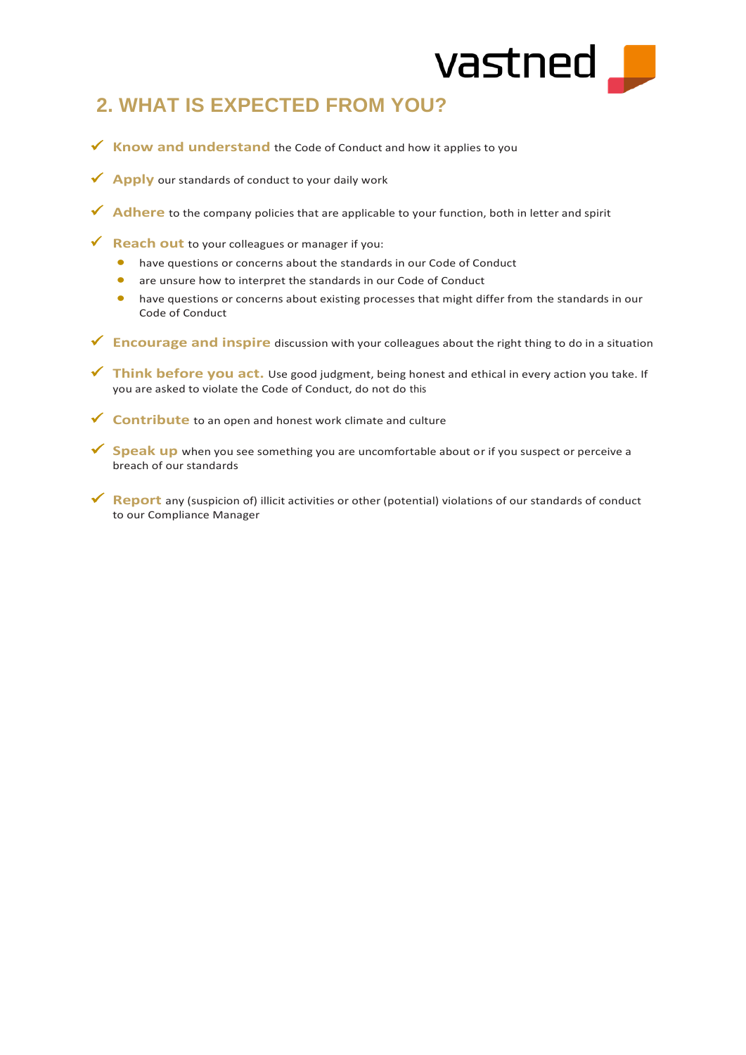## 2. WHAT IS EXPECTED FROM YOU?

- ✓ **Know and understand** the Code of Conduct and how it applies to you
- ✓ **Apply** our standards of conduct to your daily work
- ✓ **Adhere** to the company policies that are applicable to your function, both in letter and spirit
- ✓ **Reach out** to your colleagues or manager if you:
  - have questions or concerns about the standards in our Code of Conduct
  - are unsure how to interpret the standards in our Code of Conduct
  - have questions or concerns about existing processes that might differ from the standards in our Code of Conduct
- ✓ **Encourage and inspire** discussion with your colleagues about the right thing to do in a situation
- ✓ **Think before you act.** Use good judgment, being honest and ethical in every action you take. If you are asked to violate the Code of Conduct, do not do this
- ✓ **Contribute** to an open and honest work climate and culture
- ✓ **Speak up** when you see something you are uncomfortable about or if you suspect or perceive a breach of our standards
- ✓ **Report** any (suspicion of) illicit activities or other (potential) violations of our standards of conduct to our Compliance Manager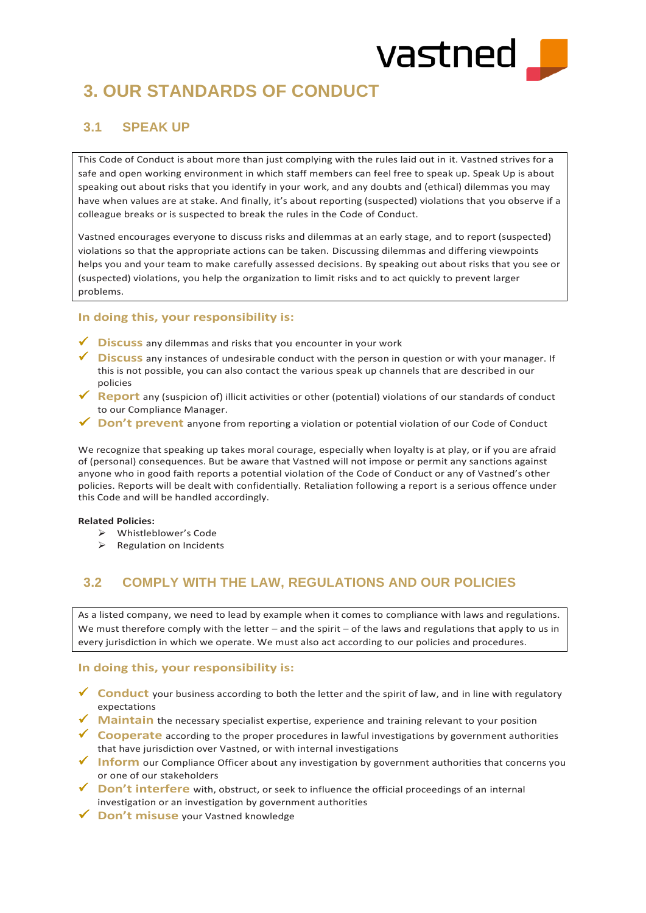# 3. OUR STANDARDS OF CONDUCT

## 3.1 SPEAK UP

This Code of Conduct is about more than just complying with the rules laid out in it. Vastned strives for a safe and open working environment in which staff members can feel free to speak up. Speak Up is about speaking out about risks that you identify in your work, and any doubts and (ethical) dilemmas you may have when values are at stake. And finally, it's about reporting (suspected) violations that you observe if a colleague breaks or is suspected to break the rules in the Code of Conduct.

Vastned encourages everyone to discuss risks and dilemmas at an early stage, and to report (suspected) violations so that the appropriate actions can be taken. Discussing dilemmas and differing viewpoints helps you and your team to make carefully assessed decisions. By speaking out about risks that you see or (suspected) violations, you help the organization to limit risks and to act quickly to prevent larger problems.

### In doing this, your responsibility is:

- ✓ **Discuss** any dilemmas and risks that you encounter in your work
- ✓ **Discuss** any instances of undesirable conduct with the person in question or with your manager. If this is not possible, you can also contact the various speak up channels that are described in our policies
- ✓ **Report** any (suspicion of) illicit activities or other (potential) violations of our standards of conduct to our Compliance Manager.
- ✓ **Don't prevent** anyone from reporting a violation or potential violation of our Code of Conduct

We recognize that speaking up takes moral courage, especially when loyalty is at play, or if you are afraid of (personal) consequences. But be aware that Vastned will not impose or permit any sanctions against anyone who in good faith reports a potential violation of the Code of Conduct or any of Vastned's other policies. Reports will be dealt with confidentially. Retaliation following a report is a serious offence under this Code and will be handled accordingly.

**Related Policies:**

- ➢ Whistleblower's Code
- ➢ Regulation on Incidents

## 3.2 COMPLY WITH THE LAW, REGULATIONS AND OUR POLICIES

As a listed company, we need to lead by example when it comes to compliance with laws and regulations. We must therefore comply with the letter – and the spirit – of the laws and regulations that apply to us in every jurisdiction in which we operate. We must also act according to our policies and procedures.

### In doing this, your responsibility is:

- ✓ **Conduct** your business according to both the letter and the spirit of law, and in line with regulatory expectations
- ✓ **Maintain** the necessary specialist expertise, experience and training relevant to your position
- ✓ **Cooperate** according to the proper procedures in lawful investigations by government authorities that have jurisdiction over Vastned, or with internal investigations
- ✓ **Inform** our Compliance Officer about any investigation by government authorities that concerns you or one of our stakeholders
- ✓ **Don't interfere** with, obstruct, or seek to influence the official proceedings of an internal investigation or an investigation by government authorities
- ✓ **Don't misuse** your Vastned knowledge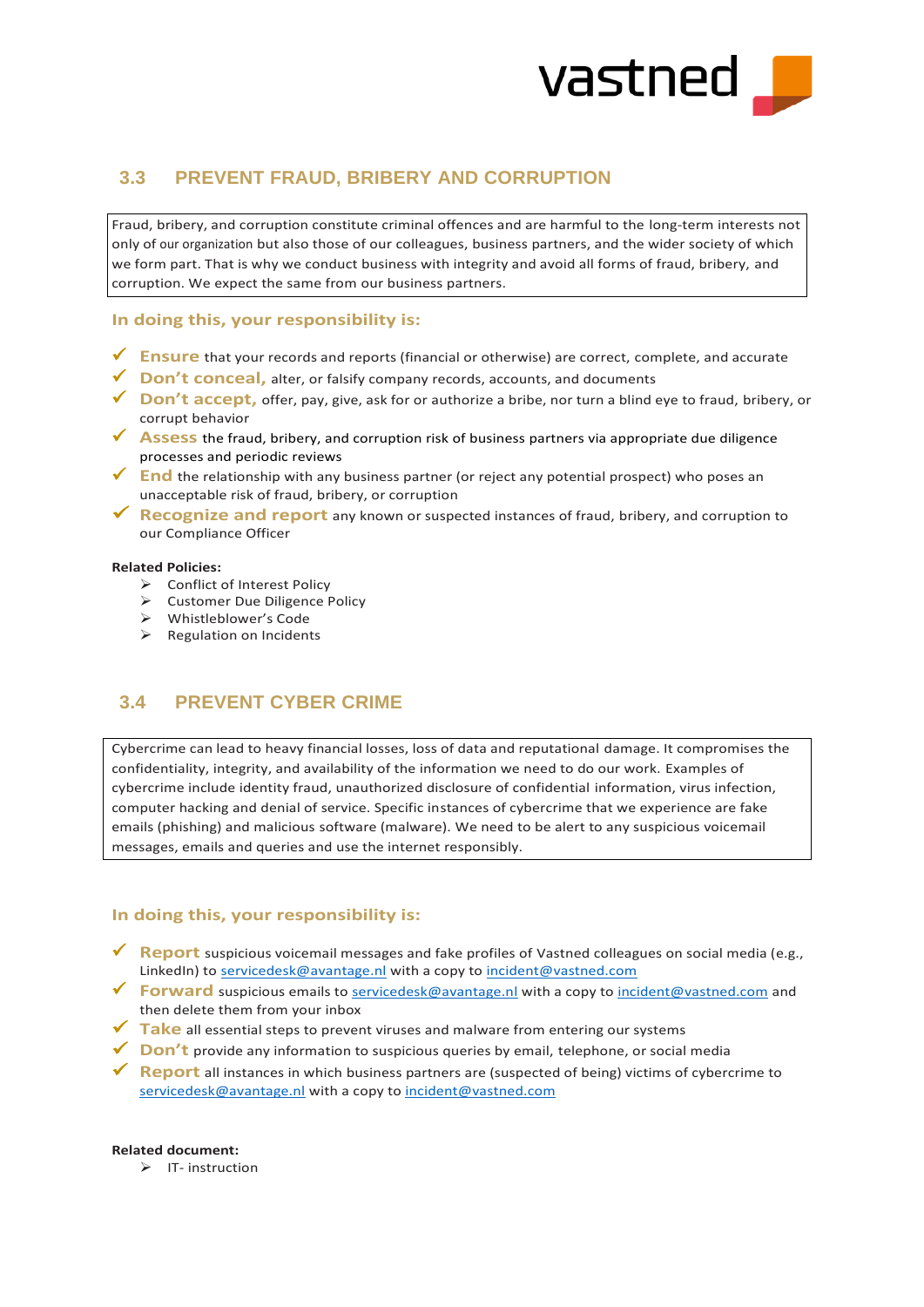## 3.3 PREVENT FRAUD, BRIBERY AND CORRUPTION

Fraud, bribery, and corruption constitute criminal offences and are harmful to the long-term interests not only of our organization but also those of our colleagues, business partners, and the wider society of which we form part. That is why we conduct business with integrity and avoid all forms of fraud, bribery, and corruption. We expect the same from our business partners.

### In doing this, your responsibility is:

- ✓ **Ensure** that your records and reports (financial or otherwise) are correct, complete, and accurate
- ✓ **Don't conceal,** alter, or falsify company records, accounts, and documents
- ✓ **Don't accept,** offer, pay, give, ask for or authorize a bribe, nor turn a blind eye to fraud, bribery, or corrupt behavior
- ✓ **Assess** the fraud, bribery, and corruption risk of business partners via appropriate due diligence processes and periodic reviews
- ✓ **End** the relationship with any business partner (or reject any potential prospect) who poses an unacceptable risk of fraud, bribery, or corruption
- ✓ **Recognize and report** any known or suspected instances of fraud, bribery, and corruption to our Compliance Officer

**Related Policies:**

- Conflict of Interest Policy
- Customer Due Diligence Policy
- Whistleblower's Code
- Regulation on Incidents

## 3.4 PREVENT CYBER CRIME

Cybercrime can lead to heavy financial losses, loss of data and reputational damage. It compromises the confidentiality, integrity, and availability of the information we need to do our work. Examples of cybercrime include identity fraud, unauthorized disclosure of confidential information, virus infection, computer hacking and denial of service. Specific instances of cybercrime that we experience are fake emails (phishing) and malicious software (malware). We need to be alert to any suspicious voicemail messages, emails and queries and use the internet responsibly.

### In doing this, your responsibility is:

- ✓ **Report** suspicious voicemail messages and fake profiles of Vastned colleagues on social media (e.g., LinkedIn) to servicedesk@avantage.nl with a copy to incident@vastned.com
- ✓ **Forward** suspicious emails to servicedesk@avantage.nl with a copy to incident@vastned.com and then delete them from your inbox
- ✓ **Take** all essential steps to prevent viruses and malware from entering our systems
- ✓ **Don't** provide any information to suspicious queries by email, telephone, or social media
- ✓ **Report** all instances in which business partners are (suspected of being) victims of cybercrime to servicedesk@avantage.nl with a copy to incident@vastned.com

**Related document:**

- IT- instruction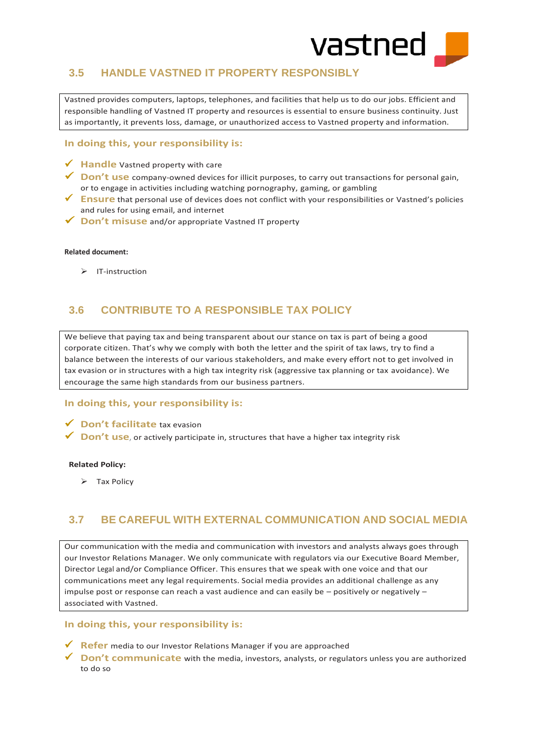## 3.5 HANDLE VASTNED IT PROPERTY RESPONSIBLY

Vastned provides computers, laptops, telephones, and facilities that help us to do our jobs. Efficient and responsible handling of Vastned IT property and resources is essential to ensure business continuity. Just as importantly, it prevents loss, damage, or unauthorized access to Vastned property and information.

### In doing this, your responsibility is:

- ✓ **Handle** Vastned property with care
- ✓ **Don't use** company-owned devices for illicit purposes, to carry out transactions for personal gain, or to engage in activities including watching pornography, gaming, or gambling
- ✓ **Ensure** that personal use of devices does not conflict with your responsibilities or Vastned's policies and rules for using email, and internet
- ✓ **Don't misuse** and/or appropriate Vastned IT property

**Related document:**

- IT-instruction

## 3.6 CONTRIBUTE TO A RESPONSIBLE TAX POLICY

We believe that paying tax and being transparent about our stance on tax is part of being a good corporate citizen. That's why we comply with both the letter and the spirit of tax laws, try to find a balance between the interests of our various stakeholders, and make every effort not to get involved in tax evasion or in structures with a high tax integrity risk (aggressive tax planning or tax avoidance). We encourage the same high standards from our business partners.

### In doing this, your responsibility is:

- ✓ **Don't facilitate** tax evasion
- ✓ **Don't use**, or actively participate in, structures that have a higher tax integrity risk

**Related Policy:**

- Tax Policy

## 3.7 BE CAREFUL WITH EXTERNAL COMMUNICATION AND SOCIAL MEDIA

Our communication with the media and communication with investors and analysts always goes through our Investor Relations Manager. We only communicate with regulators via our Executive Board Member, Director Legal and/or Compliance Officer. This ensures that we speak with one voice and that our communications meet any legal requirements. Social media provides an additional challenge as any impulse post or response can reach a vast audience and can easily be – positively or negatively – associated with Vastned.

### In doing this, your responsibility is:

- ✓ **Refer** media to our Investor Relations Manager if you are approached
- ✓ **Don't communicate** with the media, investors, analysts, or regulators unless you are authorized to do so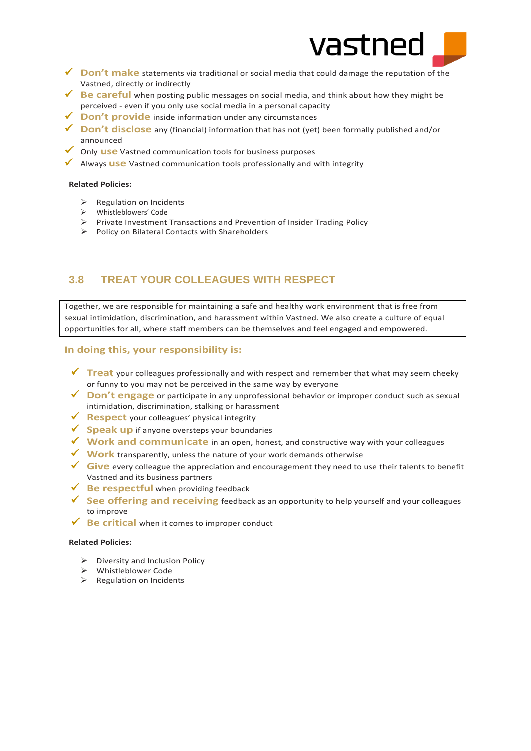- ✓ **Don't make** statements via traditional or social media that could damage the reputation of the Vastned, directly or indirectly
- ✓ **Be careful** when posting public messages on social media, and think about how they might be perceived - even if you only use social media in a personal capacity
- ✓ **Don't provide** inside information under any circumstances
- ✓ **Don't disclose** any (financial) information that has not (yet) been formally published and/or announced
- ✓ Only **use** Vastned communication tools for business purposes
- ✓ Always **use** Vastned communication tools professionally and with integrity

**Related Policies:**

- Regulation on Incidents
- Whistleblowers' Code
- Private Investment Transactions and Prevention of Insider Trading Policy
- Policy on Bilateral Contacts with Shareholders

## 3.8 TREAT YOUR COLLEAGUES WITH RESPECT

Together, we are responsible for maintaining a safe and healthy work environment that is free from sexual intimidation, discrimination, and harassment within Vastned. We also create a culture of equal opportunities for all, where staff members can be themselves and feel engaged and empowered.

### In doing this, your responsibility is:

- ✓ **Treat** your colleagues professionally and with respect and remember that what may seem cheeky or funny to you may not be perceived in the same way by everyone
- ✓ **Don't engage** or participate in any unprofessional behavior or improper conduct such as sexual intimidation, discrimination, stalking or harassment
- ✓ **Respect** your colleagues' physical integrity
- ✓ **Speak up** if anyone oversteps your boundaries
- ✓ **Work and communicate** in an open, honest, and constructive way with your colleagues
- ✓ **Work** transparently, unless the nature of your work demands otherwise
- ✓ **Give** every colleague the appreciation and encouragement they need to use their talents to benefit Vastned and its business partners
- ✓ **Be respectful** when providing feedback
- ✓ **See offering and receiving** feedback as an opportunity to help yourself and your colleagues to improve
- ✓ **Be critical** when it comes to improper conduct

**Related Policies:**

- Diversity and Inclusion Policy
- Whistleblower Code
- Regulation on Incidents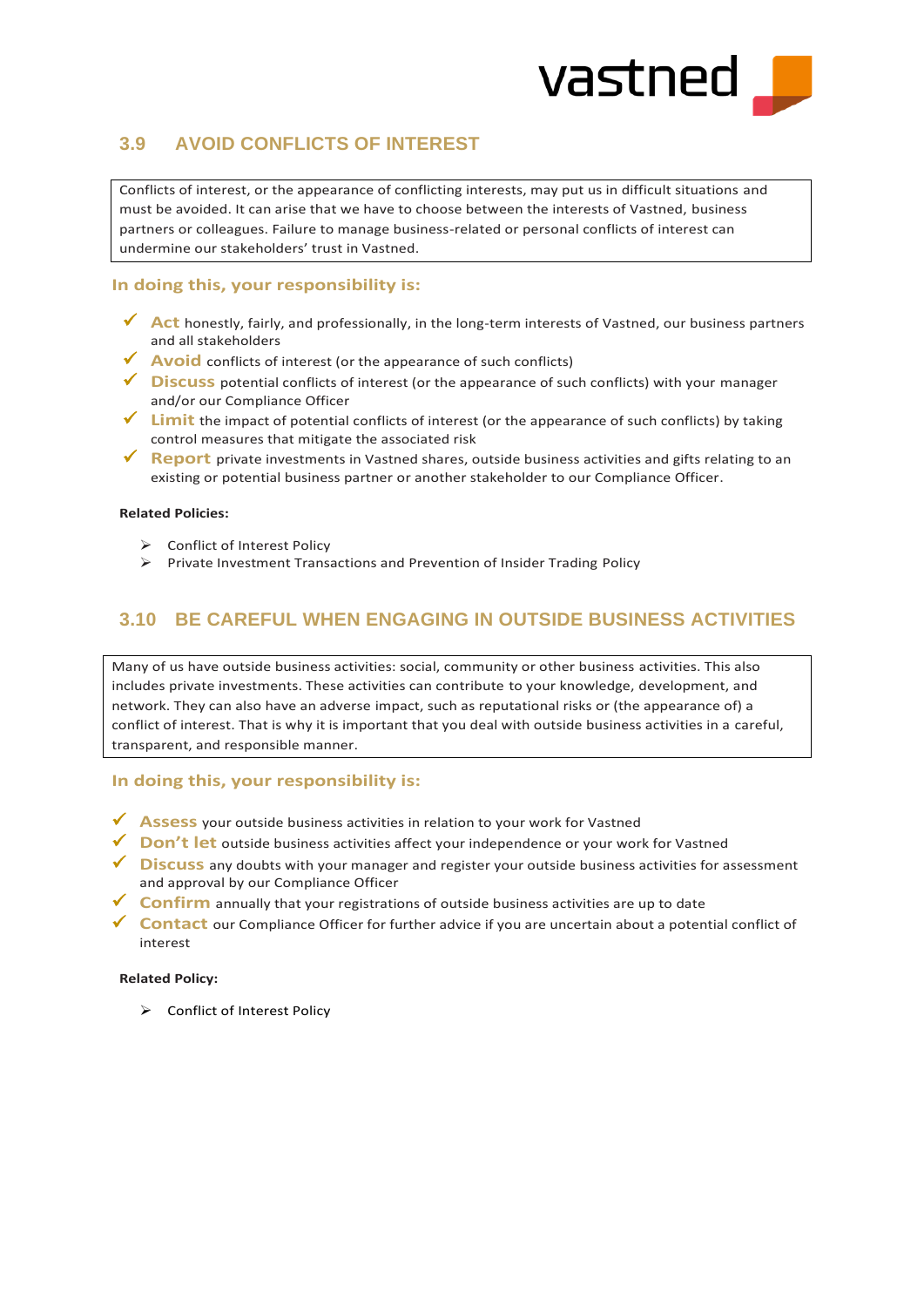## 3.9 AVOID CONFLICTS OF INTEREST

Conflicts of interest, or the appearance of conflicting interests, may put us in difficult situations and must be avoided. It can arise that we have to choose between the interests of Vastned, business partners or colleagues. Failure to manage business-related or personal conflicts of interest can undermine our stakeholders' trust in Vastned.

### In doing this, your responsibility is:

- ✓ **Act** honestly, fairly, and professionally, in the long-term interests of Vastned, our business partners and all stakeholders
- ✓ **Avoid** conflicts of interest (or the appearance of such conflicts)
- ✓ **Discuss** potential conflicts of interest (or the appearance of such conflicts) with your manager and/or our Compliance Officer
- ✓ **Limit** the impact of potential conflicts of interest (or the appearance of such conflicts) by taking control measures that mitigate the associated risk
- ✓ **Report** private investments in Vastned shares, outside business activities and gifts relating to an existing or potential business partner or another stakeholder to our Compliance Officer.

**Related Policies:**

- ➢ Conflict of Interest Policy
- ➢ Private Investment Transactions and Prevention of Insider Trading Policy

## 3.10 BE CAREFUL WHEN ENGAGING IN OUTSIDE BUSINESS ACTIVITIES

Many of us have outside business activities: social, community or other business activities. This also includes private investments. These activities can contribute to your knowledge, development, and network. They can also have an adverse impact, such as reputational risks or (the appearance of) a conflict of interest. That is why it is important that you deal with outside business activities in a careful, transparent, and responsible manner.

### In doing this, your responsibility is:

- ✓ **Assess** your outside business activities in relation to your work for Vastned
- ✓ **Don't let** outside business activities affect your independence or your work for Vastned
- ✓ **Discuss** any doubts with your manager and register your outside business activities for assessment and approval by our Compliance Officer
- ✓ **Confirm** annually that your registrations of outside business activities are up to date
- ✓ **Contact** our Compliance Officer for further advice if you are uncertain about a potential conflict of interest

**Related Policy:**

- ➢ Conflict of Interest Policy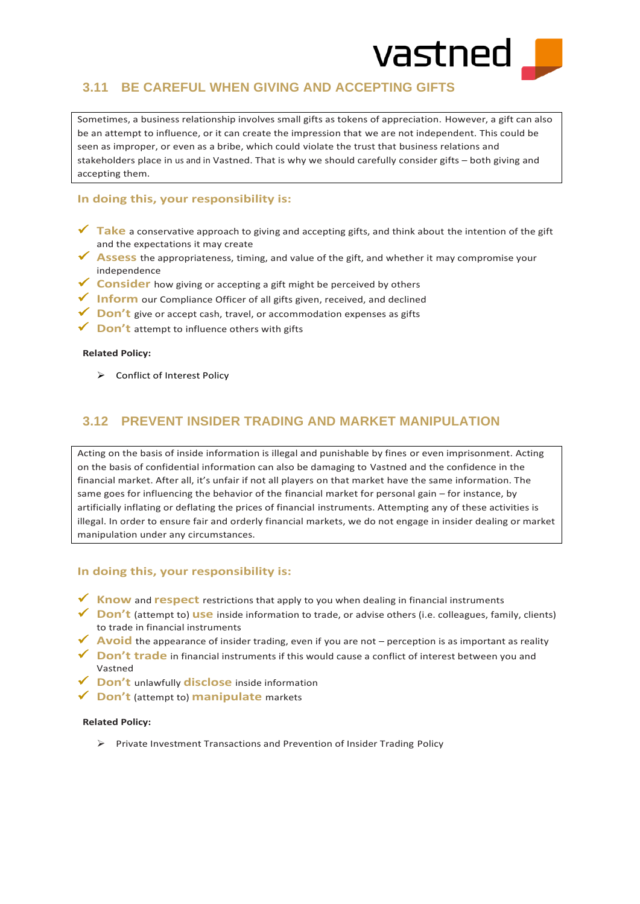## 3.11 BE CAREFUL WHEN GIVING AND ACCEPTING GIFTS

Sometimes, a business relationship involves small gifts as tokens of appreciation. However, a gift can also be an attempt to influence, or it can create the impression that we are not independent. This could be seen as improper, or even as a bribe, which could violate the trust that business relations and stakeholders place in us and in Vastned. That is why we should carefully consider gifts – both giving and accepting them.

### In doing this, your responsibility is:

- ✓ **Take** a conservative approach to giving and accepting gifts, and think about the intention of the gift and the expectations it may create
- ✓ **Assess** the appropriateness, timing, and value of the gift, and whether it may compromise your independence
- ✓ **Consider** how giving or accepting a gift might be perceived by others
- ✓ **Inform** our Compliance Officer of all gifts given, received, and declined
- ✓ **Don't** give or accept cash, travel, or accommodation expenses as gifts
- ✓ **Don't** attempt to influence others with gifts

**Related Policy:**

- Conflict of Interest Policy

## 3.12 PREVENT INSIDER TRADING AND MARKET MANIPULATION

Acting on the basis of inside information is illegal and punishable by fines or even imprisonment. Acting on the basis of confidential information can also be damaging to Vastned and the confidence in the financial market. After all, it's unfair if not all players on that market have the same information. The same goes for influencing the behavior of the financial market for personal gain – for instance, by artificially inflating or deflating the prices of financial instruments. Attempting any of these activities is illegal. In order to ensure fair and orderly financial markets, we do not engage in insider dealing or market manipulation under any circumstances.

### In doing this, your responsibility is:

- ✓ **Know** and **respect** restrictions that apply to you when dealing in financial instruments
- ✓ **Don't** (attempt to) **use** inside information to trade, or advise others (i.e. colleagues, family, clients) to trade in financial instruments
- ✓ **Avoid** the appearance of insider trading, even if you are not – perception is as important as reality
- ✓ **Don't trade** in financial instruments if this would cause a conflict of interest between you and Vastned
- ✓ **Don't** unlawfully **disclose** inside information
- ✓ **Don't** (attempt to) **manipulate** markets

**Related Policy:**

- Private Investment Transactions and Prevention of Insider Trading Policy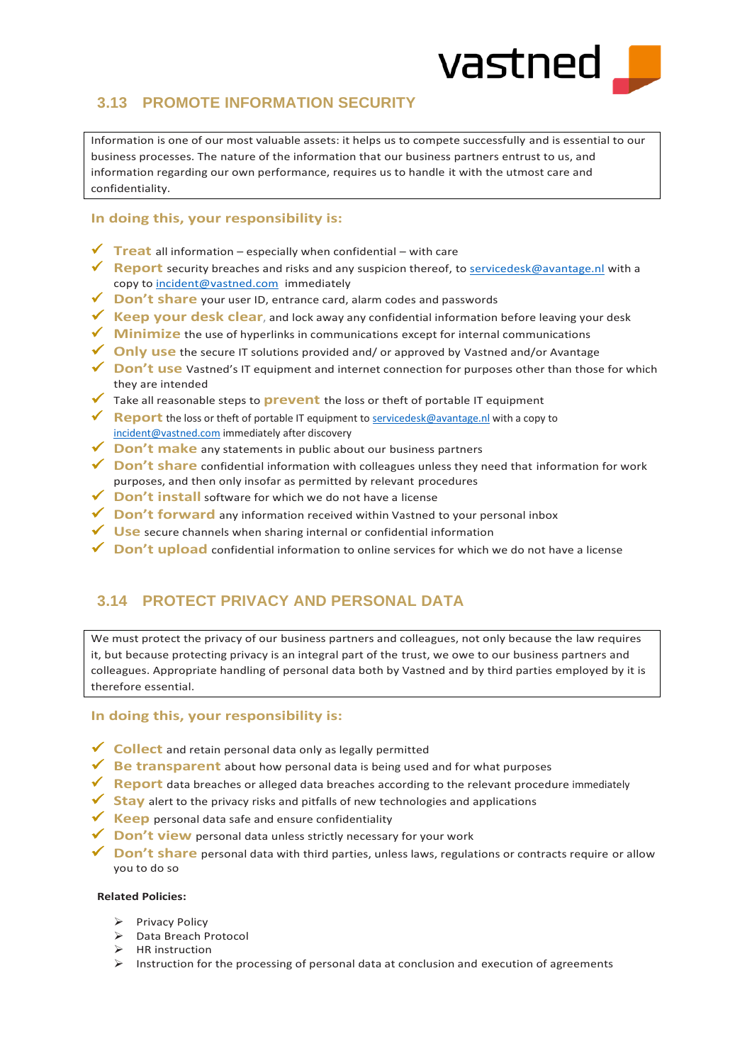## 3.13 PROMOTE INFORMATION SECURITY

Information is one of our most valuable assets: it helps us to compete successfully and is essential to our business processes. The nature of the information that our business partners entrust to us, and information regarding our own performance, requires us to handle it with the utmost care and confidentiality.

**In doing this, your responsibility is:**

- ✓ **Treat** all information – especially when confidential – with care
- ✓ **Report** security breaches and risks and any suspicion thereof, to servicedesk@avantage.nl with a copy to incident@vastned.com immediately
- ✓ **Don't share** your user ID, entrance card, alarm codes and passwords
- ✓ **Keep your desk clear**, and lock away any confidential information before leaving your desk
- ✓ **Minimize** the use of hyperlinks in communications except for internal communications
- ✓ **Only use** the secure IT solutions provided and/ or approved by Vastned and/or Avantage
- ✓ **Don't use** Vastned's IT equipment and internet connection for purposes other than those for which they are intended
- ✓ Take all reasonable steps to **prevent** the loss or theft of portable IT equipment
- ✓ **Report** the loss or theft of portable IT equipment to servicedesk@avantage.nl with a copy to incident@vastned.com immediately after discovery
- ✓ **Don't make** any statements in public about our business partners
- ✓ **Don't share** confidential information with colleagues unless they need that information for work purposes, and then only insofar as permitted by relevant procedures
- ✓ **Don't install** software for which we do not have a license
- ✓ **Don't forward** any information received within Vastned to your personal inbox
- ✓ **Use** secure channels when sharing internal or confidential information
- ✓ **Don't upload** confidential information to online services for which we do not have a license

## 3.14 PROTECT PRIVACY AND PERSONAL DATA

We must protect the privacy of our business partners and colleagues, not only because the law requires it, but because protecting privacy is an integral part of the trust, we owe to our business partners and colleagues. Appropriate handling of personal data both by Vastned and by third parties employed by it is therefore essential.

**In doing this, your responsibility is:**

- ✓ **Collect** and retain personal data only as legally permitted
- ✓ **Be transparent** about how personal data is being used and for what purposes
- ✓ **Report** data breaches or alleged data breaches according to the relevant procedure immediately
- ✓ **Stay** alert to the privacy risks and pitfalls of new technologies and applications
- ✓ **Keep** personal data safe and ensure confidentiality
- ✓ **Don't view** personal data unless strictly necessary for your work
- ✓ **Don't share** personal data with third parties, unless laws, regulations or contracts require or allow you to do so

**Related Policies:**

- ➢ Privacy Policy
- ➢ Data Breach Protocol
- ➢ HR instruction
- ➢ Instruction for the processing of personal data at conclusion and execution of agreements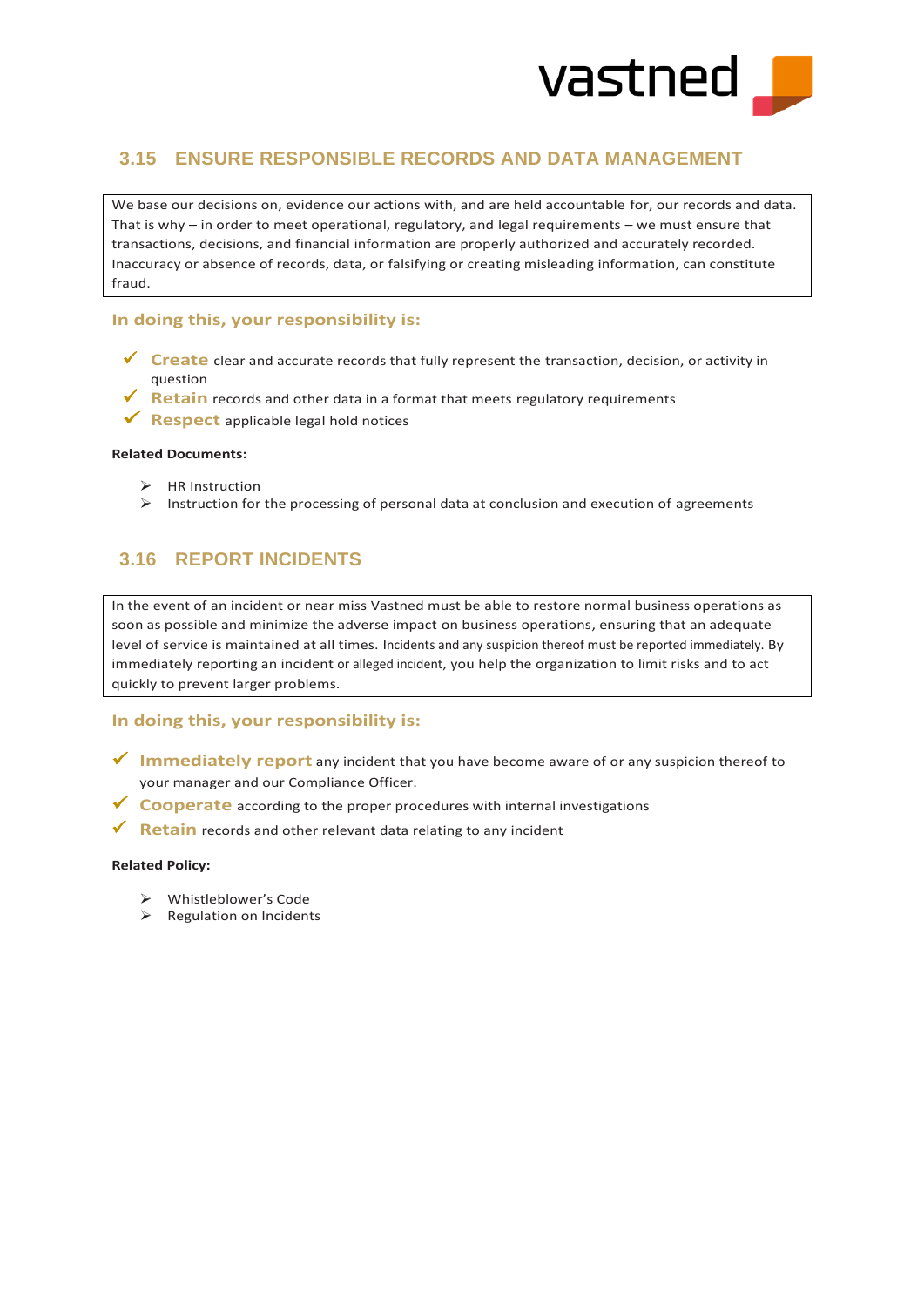## 3.15 ENSURE RESPONSIBLE RECORDS AND DATA MANAGEMENT

We base our decisions on, evidence our actions with, and are held accountable for, our records and data. That is why – in order to meet operational, regulatory, and legal requirements – we must ensure that transactions, decisions, and financial information are properly authorized and accurately recorded. Inaccuracy or absence of records, data, or falsifying or creating misleading information, can constitute fraud.

### In doing this, your responsibility is:

- ✓ **Create** clear and accurate records that fully represent the transaction, decision, or activity in question
- ✓ **Retain** records and other data in a format that meets regulatory requirements
- ✓ **Respect** applicable legal hold notices

**Related Documents:**

- HR Instruction
- Instruction for the processing of personal data at conclusion and execution of agreements

## 3.16 REPORT INCIDENTS

In the event of an incident or near miss Vastned must be able to restore normal business operations as soon as possible and minimize the adverse impact on business operations, ensuring that an adequate level of service is maintained at all times. Incidents and any suspicion thereof must be reported immediately. By immediately reporting an incident or alleged incident, you help the organization to limit risks and to act quickly to prevent larger problems.

### In doing this, your responsibility is:

- ✓ **Immediately report** any incident that you have become aware of or any suspicion thereof to your manager and our Compliance Officer.
- ✓ **Cooperate** according to the proper procedures with internal investigations
- ✓ **Retain** records and other relevant data relating to any incident

**Related Policy:**

- Whistleblower's Code
- Regulation on Incidents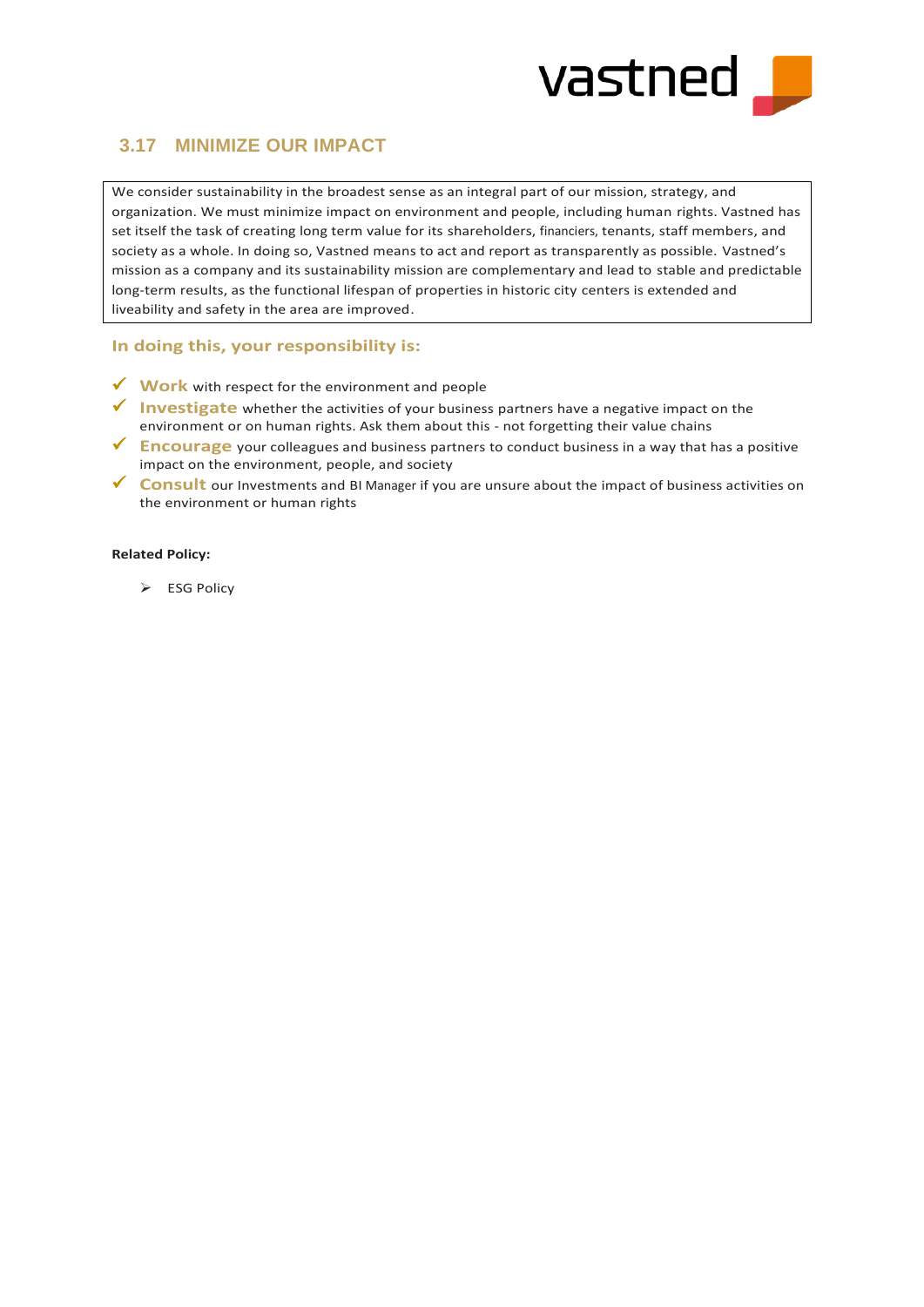## 3.17 MINIMIZE OUR IMPACT

We consider sustainability in the broadest sense as an integral part of our mission, strategy, and organization. We must minimize impact on environment and people, including human rights. Vastned has set itself the task of creating long term value for its shareholders, financiers, tenants, staff members, and society as a whole. In doing so, Vastned means to act and report as transparently as possible. Vastned's mission as a company and its sustainability mission are complementary and lead to stable and predictable long-term results, as the functional lifespan of properties in historic city centers is extended and liveability and safety in the area are improved.

### In doing this, your responsibility is:

- ✓ **Work** with respect for the environment and people
- ✓ **Investigate** whether the activities of your business partners have a negative impact on the environment or on human rights. Ask them about this - not forgetting their value chains
- ✓ **Encourage** your colleagues and business partners to conduct business in a way that has a positive impact on the environment, people, and society
- ✓ **Consult** our Investments and BI Manager if you are unsure about the impact of business activities on the environment or human rights

**Related Policy:**

- ➢ ESG Policy